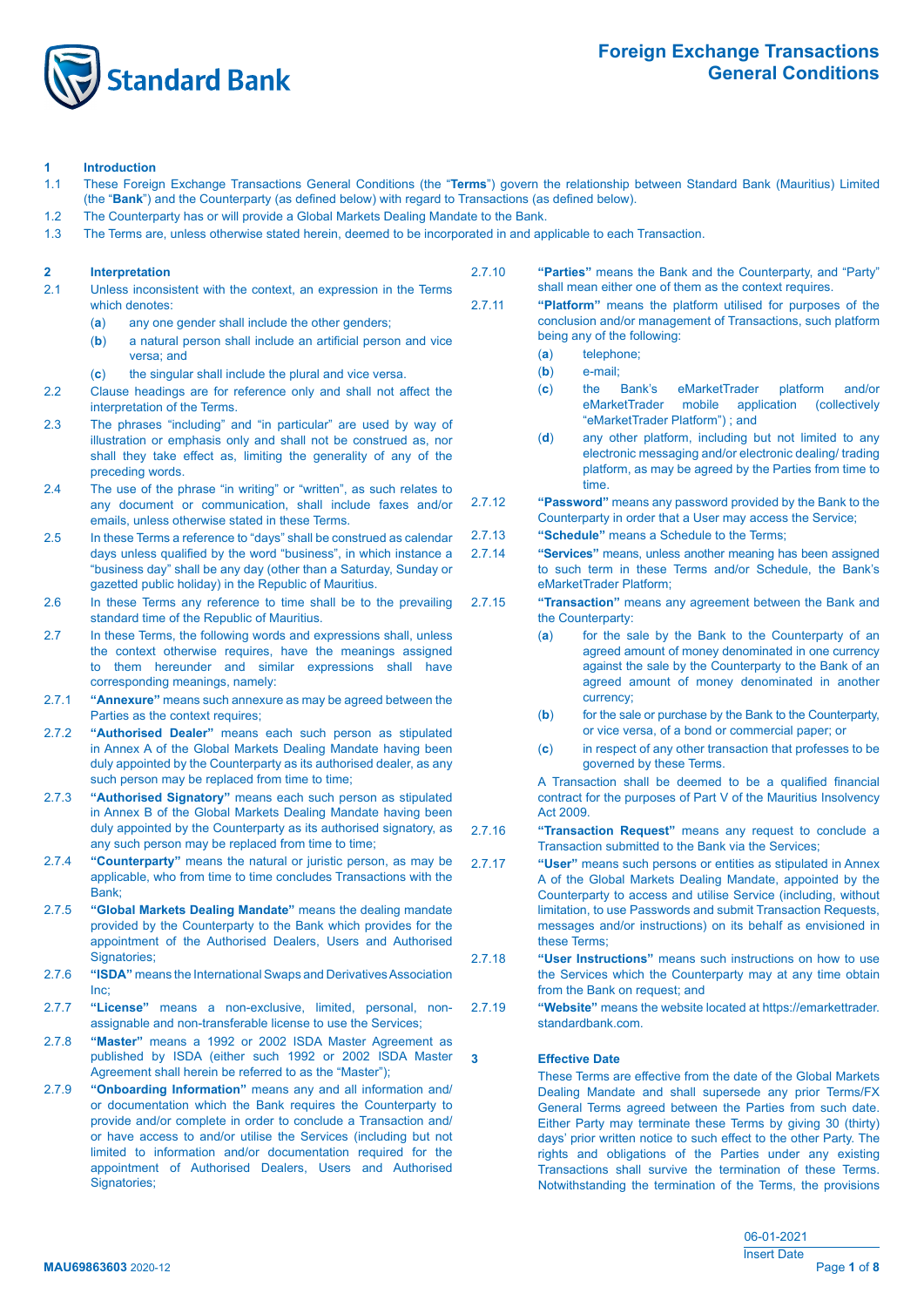# Foreign Exchange Transactions General Conditions

## 1 Introduction

1.1 These Foreign Exchange Transactions General Conditions (the "**Terms**") govern the relationship between Standard Bank (Mauritius) Limited (the "**Bank**") and the Counterparty (as defined below) with regard to Transactions (as defined below).

1.2 The Counterparty has or will provide a Global Markets Dealing Mandate to the Bank.

1.3 The Terms are, unless otherwise stated herein, deemed to be incorporated in and applicable to each Transaction.

## 2 Interpretation

2.1 Unless inconsistent with the context, an expression in the Terms which denotes:

(**a**) any one gender shall include the other genders;

(**b**) a natural person shall include an artificial person and vice versa; and

(**c**) the singular shall include the plural and vice versa.

2.2 Clause headings are for reference only and shall not affect the interpretation of the Terms.

2.3 The phrases "including" and "in particular" are used by way of illustration or emphasis only and shall not be construed as, nor shall they take effect as, limiting the generality of any of the preceding words.

2.4 The use of the phrase "in writing" or "written", as such relates to any document or communication, shall include faxes and/or emails, unless otherwise stated in these Terms.

2.5 In these Terms a reference to "days" shall be construed as calendar days unless qualified by the word "business", in which instance a "business day" shall be any day (other than a Saturday, Sunday or gazetted public holiday) in the Republic of Mauritius.

2.6 In these Terms any reference to time shall be to the prevailing standard time of the Republic of Mauritius.

2.7 In these Terms, the following words and expressions shall, unless the context otherwise requires, have the meanings assigned to them hereunder and similar expressions shall have corresponding meanings, namely:

2.7.1 **"Annexure"** means such annexure as may be agreed between the Parties as the context requires;

2.7.2 **"Authorised Dealer"** means each such person as stipulated in Annex A of the Global Markets Dealing Mandate having been duly appointed by the Counterparty as its authorised dealer, as any such person may be replaced from time to time;

2.7.3 **"Authorised Signatory"** means each such person as stipulated in Annex B of the Global Markets Dealing Mandate having been duly appointed by the Counterparty as its authorised signatory, as any such person may be replaced from time to time;

2.7.4 **"Counterparty"** means the natural or juristic person, as may be applicable, who from time to time concludes Transactions with the Bank;

2.7.5 **"Global Markets Dealing Mandate"** means the dealing mandate provided by the Counterparty to the Bank which provides for the appointment of the Authorised Dealers, Users and Authorised Signatories;

2.7.6 **"ISDA"** means the International Swaps and Derivatives Association Inc;

2.7.7 **"License"** means a non-exclusive, limited, personal, non-assignable and non-transferable license to use the Services;

2.7.8 **"Master"** means a 1992 or 2002 ISDA Master Agreement as published by ISDA (either such 1992 or 2002 ISDA Master Agreement shall herein be referred to as the "Master");

2.7.9 **"Onboarding Information"** means any and all information and/or documentation which the Bank requires the Counterparty to provide and/or complete in order to conclude a Transaction and/or have access to and/or utilise the Services (including but not limited to information and/or documentation required for the appointment of Authorised Dealers, Users and Authorised Signatories;

2.7.10 **"Parties"** means the Bank and the Counterparty, and "Party" shall mean either one of them as the context requires.

2.7.11 **"Platform"** means the platform utilised for purposes of the conclusion and/or management of Transactions, such platform being any of the following:

(**a**) telephone;

(**b**) e-mail;

(**c**) the Bank's eMarketTrader platform and/or eMarketTrader mobile application (collectively "eMarketTrader Platform") ; and

(**d**) any other platform, including but not limited to any electronic messaging and/or electronic dealing/ trading platform, as may be agreed by the Parties from time to time.

2.7.12 **"Password"** means any password provided by the Bank to the Counterparty in order that a User may access the Service;

2.7.13 **"Schedule"** means a Schedule to the Terms;

2.7.14 **"Services"** means, unless another meaning has been assigned to such term in these Terms and/or Schedule, the Bank's eMarketTrader Platform;

2.7.15 **"Transaction"** means any agreement between the Bank and the Counterparty:

(**a**) for the sale by the Bank to the Counterparty of an agreed amount of money denominated in one currency against the sale by the Counterparty to the Bank of an agreed amount of money denominated in another currency;

(**b**) for the sale or purchase by the Bank to the Counterparty, or vice versa, of a bond or commercial paper; or

(**c**) in respect of any other transaction that professes to be governed by these Terms.

A Transaction shall be deemed to be a qualified financial contract for the purposes of Part V of the Mauritius Insolvency Act 2009.

2.7.16 **"Transaction Request"** means any request to conclude a Transaction submitted to the Bank via the Services;

2.7.17 **"User"** means such persons or entities as stipulated in Annex A of the Global Markets Dealing Mandate, appointed by the Counterparty to access and utilise Service (including, without limitation, to use Passwords and submit Transaction Requests, messages and/or instructions) on its behalf as envisioned in these Terms;

2.7.18 **"User Instructions"** means such instructions on how to use the Services which the Counterparty may at any time obtain from the Bank on request; and

2.7.19 **"Website"** means the website located at https://emarkettrader.standardbank.com.

## 3 Effective Date

These Terms are effective from the date of the Global Markets Dealing Mandate and shall supersede any prior Terms/FX General Terms agreed between the Parties from such date. Either Party may terminate these Terms by giving 30 (thirty) days' prior written notice to such effect to the other Party. The rights and obligations of the Parties under any existing Transactions shall survive the termination of these Terms. Notwithstanding the termination of the Terms, the provisions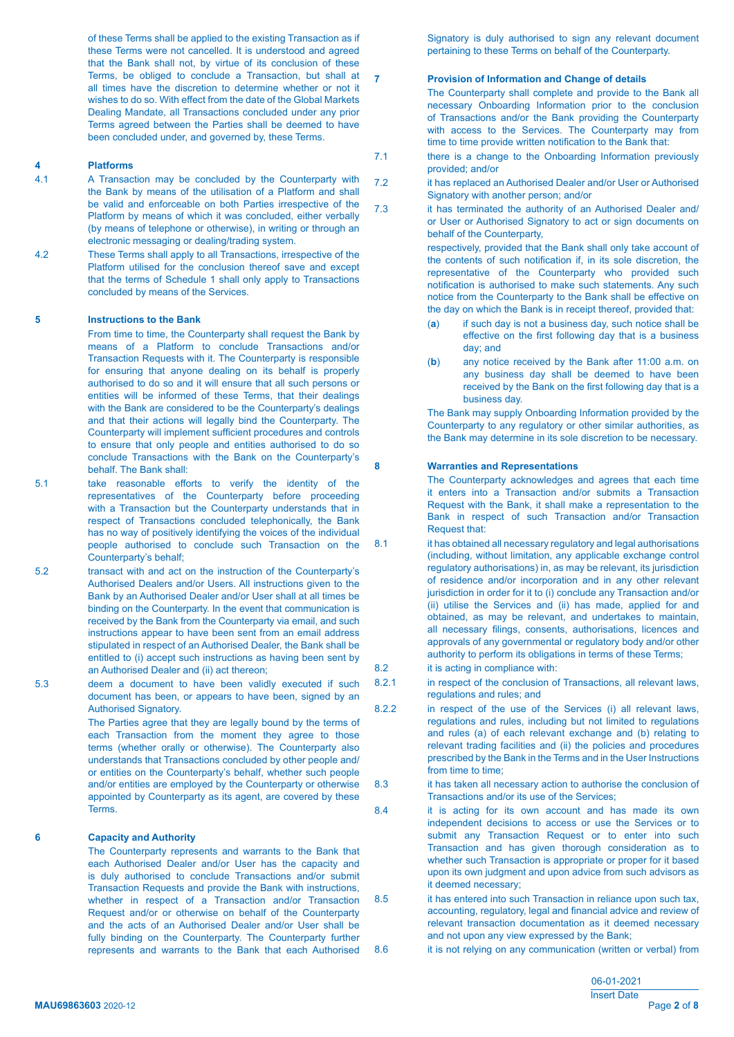of these Terms shall be applied to the existing Transaction as if these Terms were not cancelled. It is understood and agreed that the Bank shall not, by virtue of its conclusion of these Terms, be obliged to conclude a Transaction, but shall at all times have the discretion to determine whether or not it wishes to do so. With effect from the date of the Global Markets Dealing Mandate, all Transactions concluded under any prior Terms agreed between the Parties shall be deemed to have been concluded under, and governed by, these Terms.

## 4 Platforms

4.1 A Transaction may be concluded by the Counterparty with the Bank by means of the utilisation of a Platform and shall be valid and enforceable on both Parties irrespective of the Platform by means of which it was concluded, either verbally (by means of telephone or otherwise), in writing or through an electronic messaging or dealing/trading system.

4.2 These Terms shall apply to all Transactions, irrespective of the Platform utilised for the conclusion thereof save and except that the terms of Schedule 1 shall only apply to Transactions concluded by means of the Services.

## 5 Instructions to the Bank

From time to time, the Counterparty shall request the Bank by means of a Platform to conclude Transactions and/or Transaction Requests with it. The Counterparty is responsible for ensuring that anyone dealing on its behalf is properly authorised to do so and it will ensure that all such persons or entities will be informed of these Terms, that their dealings with the Bank are considered to be the Counterparty's dealings and that their actions will legally bind the Counterparty. The Counterparty will implement sufficient procedures and controls to ensure that only people and entities authorised to do so conclude Transactions with the Bank on the Counterparty's behalf. The Bank shall:

5.1 take reasonable efforts to verify the identity of the representatives of the Counterparty before proceeding with a Transaction but the Counterparty understands that in respect of Transactions concluded telephonically, the Bank has no way of positively identifying the voices of the individual people authorised to conclude such Transaction on the Counterparty's behalf;

5.2 transact with and act on the instruction of the Counterparty's Authorised Dealers and/or Users. All instructions given to the Bank by an Authorised Dealer and/or User shall at all times be binding on the Counterparty. In the event that communication is received by the Bank from the Counterparty via email, and such instructions appear to have been sent from an email address stipulated in respect of an Authorised Dealer, the Bank shall be entitled to (i) accept such instructions as having been sent by an Authorised Dealer and (ii) act thereon;

5.3 deem a document to have been validly executed if such document has been, or appears to have been, signed by an Authorised Signatory.

The Parties agree that they are legally bound by the terms of each Transaction from the moment they agree to those terms (whether orally or otherwise). The Counterparty also understands that Transactions concluded by other people and/or entities on the Counterparty's behalf, whether such people and/or entities are employed by the Counterparty or otherwise appointed by Counterparty as its agent, are covered by these Terms.

## 6 Capacity and Authority

The Counterparty represents and warrants to the Bank that each Authorised Dealer and/or User has the capacity and is duly authorised to conclude Transactions and/or submit Transaction Requests and provide the Bank with instructions, whether in respect of a Transaction and/or Transaction Request and/or or otherwise on behalf of the Counterparty and the acts of an Authorised Dealer and/or User shall be fully binding on the Counterparty. The Counterparty further represents and warrants to the Bank that each Authorised Signatory is duly authorised to sign any relevant document pertaining to these Terms on behalf of the Counterparty.

## 7 Provision of Information and Change of details

The Counterparty shall complete and provide to the Bank all necessary Onboarding Information prior to the conclusion of Transactions and/or the Bank providing the Counterparty with access to the Services. The Counterparty may from time to time provide written notification to the Bank that:

7.1 there is a change to the Onboarding Information previously provided; and/or

7.2 it has replaced an Authorised Dealer and/or User or Authorised Signatory with another person; and/or

7.3 it has terminated the authority of an Authorised Dealer and/ or User or Authorised Signatory to act or sign documents on behalf of the Counterparty,

respectively, provided that the Bank shall only take account of the contents of such notification if, in its sole discretion, the representative of the Counterparty who provided such notification is authorised to make such statements. Any such notice from the Counterparty to the Bank shall be effective on the day on which the Bank is in receipt thereof, provided that:

(**a**) if such day is not a business day, such notice shall be effective on the first following day that is a business day; and

(**b**) any notice received by the Bank after 11:00 a.m. on any business day shall be deemed to have been received by the Bank on the first following day that is a business day.

The Bank may supply Onboarding Information provided by the Counterparty to any regulatory or other similar authorities, as the Bank may determine in its sole discretion to be necessary.

## 8 Warranties and Representations

The Counterparty acknowledges and agrees that each time it enters into a Transaction and/or submits a Transaction Request with the Bank, it shall make a representation to the Bank in respect of such Transaction and/or Transaction Request that:

8.1 it has obtained all necessary regulatory and legal authorisations (including, without limitation, any applicable exchange control regulatory authorisations) in, as may be relevant, its jurisdiction of residence and/or incorporation and in any other relevant jurisdiction in order for it to (i) conclude any Transaction and/or (ii) utilise the Services and (ii) has made, applied for and obtained, as may be relevant, and undertakes to maintain, all necessary filings, consents, authorisations, licences and approvals of any governmental or regulatory body and/or other authority to perform its obligations in terms of these Terms;

8.2 it is acting in compliance with:

8.2.1 in respect of the conclusion of Transactions, all relevant laws, regulations and rules; and

8.2.2 in respect of the use of the Services (i) all relevant laws, regulations and rules, including but not limited to regulations and rules (a) of each relevant exchange and (b) relating to relevant trading facilities and (ii) the policies and procedures prescribed by the Bank in the Terms and in the User Instructions from time to time;

8.3 it has taken all necessary action to authorise the conclusion of Transactions and/or its use of the Services;

8.4 it is acting for its own account and has made its own independent decisions to access or use the Services or to submit any Transaction Request or to enter into such Transaction and has given thorough consideration as to whether such Transaction is appropriate or proper for it based upon its own judgment and upon advice from such advisors as it deemed necessary;

8.5 it has entered into such Transaction in reliance upon such tax, accounting, regulatory, legal and financial advice and review of relevant transaction documentation as it deemed necessary and not upon any view expressed by the Bank;

8.6 it is not relying on any communication (written or verbal) from

06-01-2021
Insert Date

MAU69863603 2020-12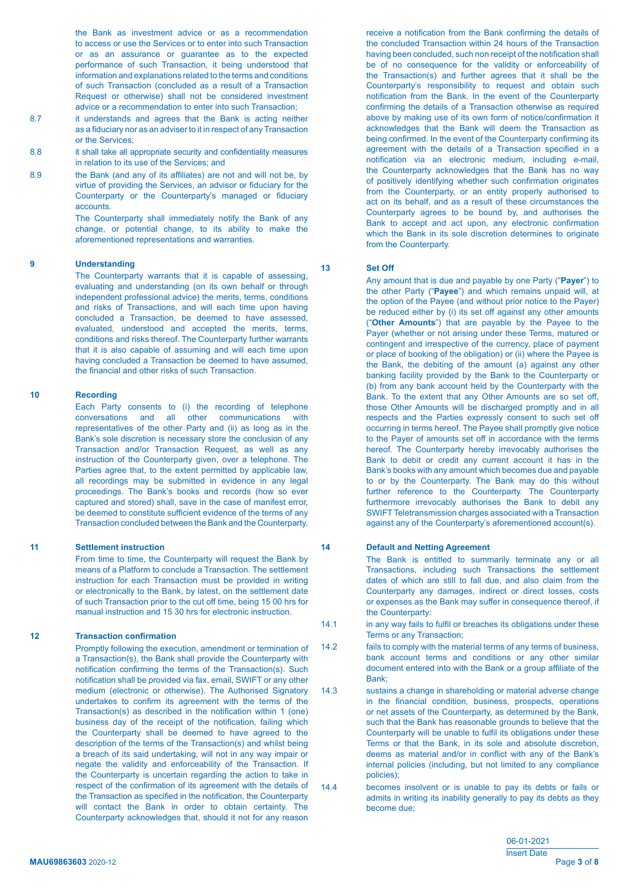the Bank as investment advice or as a recommendation to access or use the Services or to enter into such Transaction or as an assurance or guarantee as to the expected performance of such Transaction, it being understood that information and explanations related to the terms and conditions of such Transaction (concluded as a result of a Transaction Request or otherwise) shall not be considered investment advice or a recommendation to enter into such Transaction;

8.7 it understands and agrees that the Bank is acting neither as a fiduciary nor as an adviser to it in respect of any Transaction or the Services;

8.8 it shall take all appropriate security and confidentiality measures in relation to its use of the Services; and

8.9 the Bank (and any of its affiliates) are not and will not be, by virtue of providing the Services, an advisor or fiduciary for the Counterparty or the Counterparty's managed or fiduciary accounts.

The Counterparty shall immediately notify the Bank of any change, or potential change, to its ability to make the aforementioned representations and warranties.

## 9 Understanding

The Counterparty warrants that it is capable of assessing, evaluating and understanding (on its own behalf or through independent professional advice) the merits, terms, conditions and risks of Transactions, and will each time upon having concluded a Transaction, be deemed to have assessed, evaluated, understood and accepted the merits, terms, conditions and risks thereof. The Counterparty further warrants that it is also capable of assuming and will each time upon having concluded a Transaction be deemed to have assumed, the financial and other risks of such Transaction.

## 10 Recording

Each Party consents to (i) the recording of telephone conversations and all other communications with representatives of the other Party and (ii) as long as in the Bank's sole discretion is necessary store the conclusion of any Transaction and/or Transaction Request, as well as any instruction of the Counterparty given, over a telephone. The Parties agree that, to the extent permitted by applicable law, all recordings may be submitted in evidence in any legal proceedings. The Bank's books and records (how so ever captured and stored) shall, save in the case of manifest error, be deemed to constitute sufficient evidence of the terms of any Transaction concluded between the Bank and the Counterparty.

## 11 Settlement instruction

From time to time, the Counterparty will request the Bank by means of a Platform to conclude a Transaction. The settlement instruction for each Transaction must be provided in writing or electronically to the Bank, by latest, on the settlement date of such Transaction prior to the cut off time, being 15 00 hrs for manual instruction and 15 30 hrs for electronic instruction.

## 12 Transaction confirmation

Promptly following the execution, amendment or termination of a Transaction(s), the Bank shall provide the Counterparty with notification confirming the terms of the Transaction(s). Such notification shall be provided via fax, email, SWIFT or any other medium (electronic or otherwise). The Authorised Signatory undertakes to confirm its agreement with the terms of the Transaction(s) as described in the notification within 1 (one) business day of the receipt of the notification, failing which the Counterparty shall be deemed to have agreed to the description of the terms of the Transaction(s) and whilst being a breach of its said undertaking, will not in any way impair or negate the validity and enforceability of the Transaction. If the Counterparty is uncertain regarding the action to take in respect of the confirmation of its agreement with the details of the Transaction as specified in the notification, the Counterparty will contact the Bank in order to obtain certainty. The Counterparty acknowledges that, should it not for any reason receive a notification from the Bank confirming the details of the concluded Transaction within 24 hours of the Transaction having been concluded, such non receipt of the notification shall be of no consequence for the validity or enforceability of the Transaction(s) and further agrees that it shall be the Counterparty's responsibility to request and obtain such notification from the Bank. In the event of the Counterparty confirming the details of a Transaction otherwise as required above by making use of its own form of notice/confirmation it acknowledges that the Bank will deem the Transaction as being confirmed. In the event of the Counterparty confirming its agreement with the details of a Transaction specified in a notification via an electronic medium, including e-mail, the Counterparty acknowledges that the Bank has no way of positively identifying whether such confirmation originates from the Counterparty, or an entity properly authorised to act on its behalf, and as a result of these circumstances the Counterparty agrees to be bound by, and authorises the Bank to accept and act upon, any electronic confirmation which the Bank in its sole discretion determines to originate from the Counterparty.

## 13 Set Off

Any amount that is due and payable by one Party ("**Payer**") to the other Party ("**Payee**") and which remains unpaid will, at the option of the Payee (and without prior notice to the Payer) be reduced either by (i) its set off against any other amounts ("**Other Amounts**") that are payable by the Payee to the Payer (whether or not arising under these Terms, matured or contingent and irrespective of the currency, place of payment or place of booking of the obligation) or (ii) where the Payee is the Bank, the debiting of the amount (a) against any other banking facility provided by the Bank to the Counterparty or (b) from any bank account held by the Counterparty with the Bank. To the extent that any Other Amounts are so set off, those Other Amounts will be discharged promptly and in all respects and the Parties expressly consent to such set off occurring in terms hereof. The Payee shall promptly give notice to the Payer of amounts set off in accordance with the terms hereof. The Counterparty hereby irrevocably authorises the Bank to debit or credit any current account it has in the Bank's books with any amount which becomes due and payable to or by the Counterparty. The Bank may do this without further reference to the Counterparty. The Counterparty furthermore irrevocably authorises the Bank to debit any SWIFT Teletransmission charges associated with a Transaction against any of the Counterparty's aforementioned account(s).

## 14 Default and Netting Agreement

The Bank is entitled to summarily terminate any or all Transactions, including such Transactions the settlement dates of which are still to fall due, and also claim from the Counterparty any damages, indirect or direct losses, costs or expenses as the Bank may suffer in consequence thereof, if the Counterparty:

14.1 in any way fails to fulfil or breaches its obligations under these Terms or any Transaction;

14.2 fails to comply with the material terms of any terms of business, bank account terms and conditions or any other similar document entered into with the Bank or a group affiliate of the Bank;

14.3 sustains a change in shareholding or material adverse change in the financial condition, business, prospects, operations or net assets of the Counterparty, as determined by the Bank, such that the Bank has reasonable grounds to believe that the Counterparty will be unable to fulfil its obligations under these Terms or that the Bank, in its sole and absolute discretion, deems as material and/or in conflict with any of the Bank's internal policies (including, but not limited to any compliance policies);

14.4 becomes insolvent or is unable to pay its debts or fails or admits in writing its inability generally to pay its debts as they become due;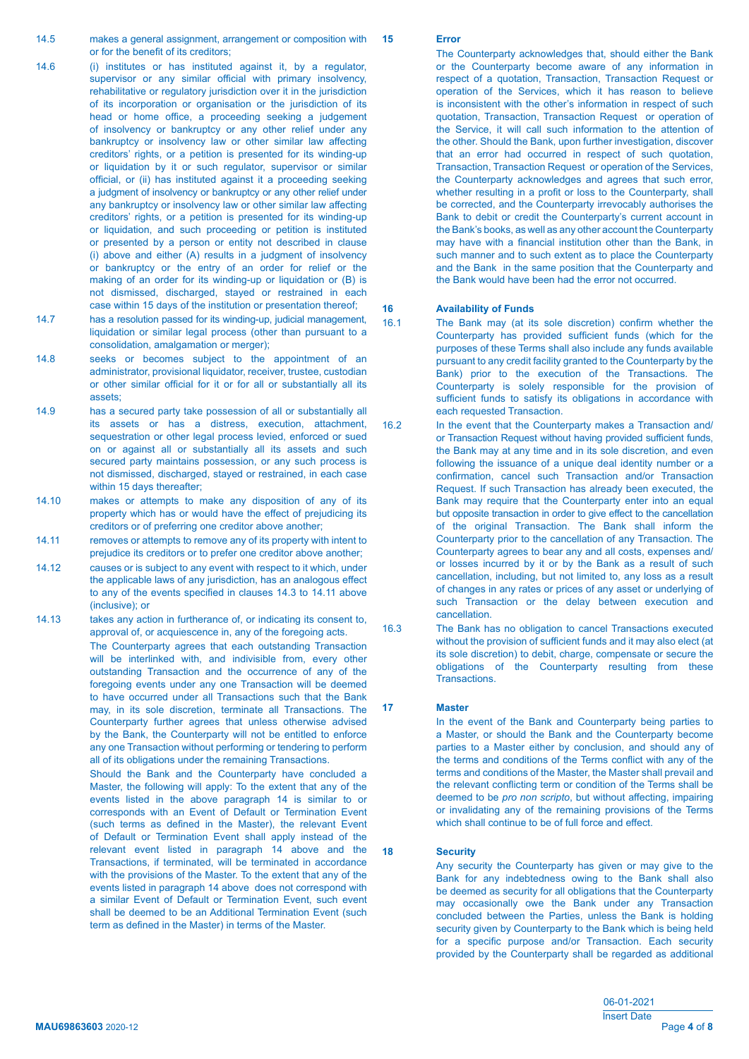14.5 makes a general assignment, arrangement or composition with or for the benefit of its creditors;

14.6 (i) institutes or has instituted against it, by a regulator, supervisor or any similar official with primary insolvency, rehabilitative or regulatory jurisdiction over it in the jurisdiction of its incorporation or organisation or the jurisdiction of its head or home office, a proceeding seeking a judgement of insolvency or bankruptcy or any other relief under any bankruptcy or insolvency law or other similar law affecting creditors' rights, or a petition is presented for its winding-up or liquidation by it or such regulator, supervisor or similar official, or (ii) has instituted against it a proceeding seeking a judgment of insolvency or bankruptcy or any other relief under any bankruptcy or insolvency law or other similar law affecting creditors' rights, or a petition is presented for its winding-up or liquidation, and such proceeding or petition is instituted or presented by a person or entity not described in clause (i) above and either (A) results in a judgment of insolvency or bankruptcy or the entry of an order for relief or the making of an order for its winding-up or liquidation or (B) is not dismissed, discharged, stayed or restrained in each case within 15 days of the institution or presentation thereof;

14.7 has a resolution passed for its winding-up, judicial management, liquidation or similar legal process (other than pursuant to a consolidation, amalgamation or merger);

14.8 seeks or becomes subject to the appointment of an administrator, provisional liquidator, receiver, trustee, custodian or other similar official for it or for all or substantially all its assets;

14.9 has a secured party take possession of all or substantially all its assets or has a distress, execution, attachment, sequestration or other legal process levied, enforced or sued on or against all or substantially all its assets and such secured party maintains possession, or any such process is not dismissed, discharged, stayed or restrained, in each case within 15 days thereafter;

14.10 makes or attempts to make any disposition of any of its property which has or would have the effect of prejudicing its creditors or of preferring one creditor above another;

14.11 removes or attempts to remove any of its property with intent to prejudice its creditors or to prefer one creditor above another;

14.12 causes or is subject to any event with respect to it which, under the applicable laws of any jurisdiction, has an analogous effect to any of the events specified in clauses 14.3 to 14.11 above (inclusive); or

14.13 takes any action in furtherance of, or indicating its consent to, approval of, or acquiescence in, any of the foregoing acts.

The Counterparty agrees that each outstanding Transaction will be interlinked with, and indivisible from, every other outstanding Transaction and the occurrence of any of the foregoing events under any one Transaction will be deemed to have occurred under all Transactions such that the Bank may, in its sole discretion, terminate all Transactions. The Counterparty further agrees that unless otherwise advised by the Bank, the Counterparty will not be entitled to enforce any one Transaction without performing or tendering to perform all of its obligations under the remaining Transactions.

Should the Bank and the Counterparty have concluded a Master, the following will apply: To the extent that any of the events listed in the above paragraph 14 is similar to or corresponds with an Event of Default or Termination Event (such terms as defined in the Master), the relevant Event of Default or Termination Event shall apply instead of the relevant event listed in paragraph 14 above and the Transactions, if terminated, will be terminated in accordance with the provisions of the Master. To the extent that any of the events listed in paragraph 14 above does not correspond with a similar Event of Default or Termination Event, such event shall be deemed to be an Additional Termination Event (such term as defined in the Master) in terms of the Master.

## 15 Error

The Counterparty acknowledges that, should either the Bank or the Counterparty become aware of any information in respect of a quotation, Transaction, Transaction Request or operation of the Services, which it has reason to believe is inconsistent with the other's information in respect of such quotation, Transaction, Transaction Request or operation of the Service, it will call such information to the attention of the other. Should the Bank, upon further investigation, discover that an error had occurred in respect of such quotation, Transaction, Transaction Request or operation of the Services, the Counterparty acknowledges and agrees that such error, whether resulting in a profit or loss to the Counterparty, shall be corrected, and the Counterparty irrevocably authorises the Bank to debit or credit the Counterparty's current account in the Bank's books, as well as any other account the Counterparty may have with a financial institution other than the Bank, in such manner and to such extent as to place the Counterparty and the Bank in the same position that the Counterparty and the Bank would have been had the error not occurred.

## 16 Availability of Funds

16.1 The Bank may (at its sole discretion) confirm whether the Counterparty has provided sufficient funds (which for the purposes of these Terms shall also include any funds available pursuant to any credit facility granted to the Counterparty by the Bank) prior to the execution of the Transactions. The Counterparty is solely responsible for the provision of sufficient funds to satisfy its obligations in accordance with each requested Transaction.

16.2 In the event that the Counterparty makes a Transaction and/or Transaction Request without having provided sufficient funds, the Bank may at any time and in its sole discretion, and even following the issuance of a unique deal identity number or a confirmation, cancel such Transaction and/or Transaction Request. If such Transaction has already been executed, the Bank may require that the Counterparty enter into an equal but opposite transaction in order to give effect to the cancellation of the original Transaction. The Bank shall inform the Counterparty prior to the cancellation of any Transaction. The Counterparty agrees to bear any and all costs, expenses and/or losses incurred by it or by the Bank as a result of such cancellation, including, but not limited to, any loss as a result of changes in any rates or prices of any asset or underlying of such Transaction or the delay between execution and cancellation.

16.3 The Bank has no obligation to cancel Transactions executed without the provision of sufficient funds and it may also elect (at its sole discretion) to debit, charge, compensate or secure the obligations of the Counterparty resulting from these Transactions.

## 17 Master

In the event of the Bank and Counterparty being parties to a Master, or should the Bank and the Counterparty become parties to a Master either by conclusion, and should any of the terms and conditions of the Terms conflict with any of the terms and conditions of the Master, the Master shall prevail and the relevant conflicting term or condition of the Terms shall be deemed to be *pro non scripto*, but without affecting, impairing or invalidating any of the remaining provisions of the Terms which shall continue to be of full force and effect.

## 18 Security

Any security the Counterparty has given or may give to the Bank for any indebtedness owing to the Bank shall also be deemed as security for all obligations that the Counterparty may occasionally owe the Bank under any Transaction concluded between the Parties, unless the Bank is holding security given by Counterparty to the Bank which is being held for a specific purpose and/or Transaction. Each security provided by the Counterparty shall be regarded as additional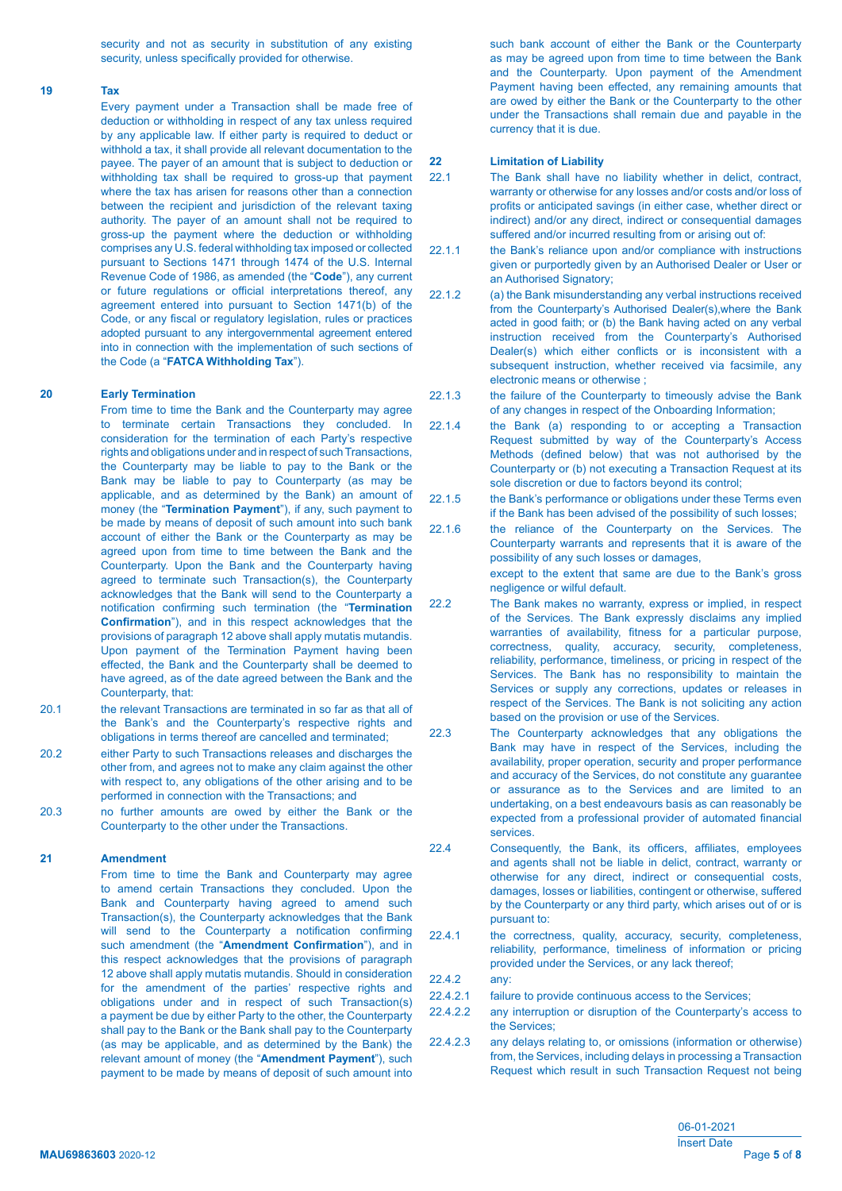security and not as security in substitution of any existing security, unless specifically provided for otherwise.

## 19 Tax

Every payment under a Transaction shall be made free of deduction or withholding in respect of any tax unless required by any applicable law. If either party is required to deduct or withhold a tax, it shall provide all relevant documentation to the payee. The payer of an amount that is subject to deduction or withholding tax shall be required to gross-up that payment where the tax has arisen for reasons other than a connection between the recipient and jurisdiction of the relevant taxing authority. The payer of an amount shall not be required to gross-up the payment where the deduction or withholding comprises any U.S. federal withholding tax imposed or collected pursuant to Sections 1471 through 1474 of the U.S. Internal Revenue Code of 1986, as amended (the "**Code**"), any current or future regulations or official interpretations thereof, any agreement entered into pursuant to Section 1471(b) of the Code, or any fiscal or regulatory legislation, rules or practices adopted pursuant to any intergovernmental agreement entered into in connection with the implementation of such sections of the Code (a "**FATCA Withholding Tax**").

## 20 Early Termination

From time to time the Bank and the Counterparty may agree to terminate certain Transactions they concluded. In consideration for the termination of each Party's respective rights and obligations under and in respect of such Transactions, the Counterparty may be liable to pay to the Bank or the Bank may be liable to pay to Counterparty (as may be applicable, and as determined by the Bank) an amount of money (the "**Termination Payment**"), if any, such payment to be made by means of deposit of such amount into such bank account of either the Bank or the Counterparty as may be agreed upon from time to time between the Bank and the Counterparty. Upon the Bank and the Counterparty having agreed to terminate such Transaction(s), the Counterparty acknowledges that the Bank will send to the Counterparty a notification confirming such termination (the "**Termination Confirmation**"), and in this respect acknowledges that the provisions of paragraph 12 above shall apply mutatis mutandis. Upon payment of the Termination Payment having been effected, the Bank and the Counterparty shall be deemed to have agreed, as of the date agreed between the Bank and the Counterparty, that:

20.1 the relevant Transactions are terminated in so far as that all of the Bank's and the Counterparty's respective rights and obligations in terms thereof are cancelled and terminated;

20.2 either Party to such Transactions releases and discharges the other from, and agrees not to make any claim against the other with respect to, any obligations of the other arising and to be performed in connection with the Transactions; and

20.3 no further amounts are owed by either the Bank or the Counterparty to the other under the Transactions.

## 21 Amendment

From time to time the Bank and Counterparty may agree to amend certain Transactions they concluded. Upon the Bank and Counterparty having agreed to amend such Transaction(s), the Counterparty acknowledges that the Bank will send to the Counterparty a notification confirming such amendment (the "**Amendment Confirmation**"), and in this respect acknowledges that the provisions of paragraph 12 above shall apply mutatis mutandis. Should in consideration for the amendment of the parties' respective rights and obligations under and in respect of such Transaction(s) a payment be due by either Party to the other, the Counterparty shall pay to the Bank or the Bank shall pay to the Counterparty (as may be applicable, and as determined by the Bank) the relevant amount of money (the "**Amendment Payment**"), such payment to be made by means of deposit of such amount into such bank account of either the Bank or the Counterparty as may be agreed upon from time to time between the Bank and the Counterparty. Upon payment of the Amendment Payment having been effected, any remaining amounts that are owed by either the Bank or the Counterparty to the other under the Transactions shall remain due and payable in the currency that it is due.

## 22 Limitation of Liability

22.1 The Bank shall have no liability whether in delict, contract, warranty or otherwise for any losses and/or costs and/or loss of profits or anticipated savings (in either case, whether direct or indirect) and/or any direct, indirect or consequential damages suffered and/or incurred resulting from or arising out of:

22.1.1 the Bank's reliance upon and/or compliance with instructions given or purportedly given by an Authorised Dealer or User or an Authorised Signatory;

22.1.2 (a) the Bank misunderstanding any verbal instructions received from the Counterparty's Authorised Dealer(s),where the Bank acted in good faith; or (b) the Bank having acted on any verbal instruction received from the Counterparty's Authorised Dealer(s) which either conflicts or is inconsistent with a subsequent instruction, whether received via facsimile, any electronic means or otherwise ;

22.1.3 the failure of the Counterparty to timeously advise the Bank of any changes in respect of the Onboarding Information;

22.1.4 the Bank (a) responding to or accepting a Transaction Request submitted by way of the Counterparty's Access Methods (defined below) that was not authorised by the Counterparty or (b) not executing a Transaction Request at its sole discretion or due to factors beyond its control;

22.1.5 the Bank's performance or obligations under these Terms even if the Bank has been advised of the possibility of such losses;

22.1.6 the reliance of the Counterparty on the Services. The Counterparty warrants and represents that it is aware of the possibility of any such losses or damages,

except to the extent that same are due to the Bank's gross negligence or wilful default.

22.2 The Bank makes no warranty, express or implied, in respect of the Services. The Bank expressly disclaims any implied warranties of availability, fitness for a particular purpose, correctness, quality, accuracy, security, completeness, reliability, performance, timeliness, or pricing in respect of the Services. The Bank has no responsibility to maintain the Services or supply any corrections, updates or releases in respect of the Services. The Bank is not soliciting any action based on the provision or use of the Services.

22.3 The Counterparty acknowledges that any obligations the Bank may have in respect of the Services, including the availability, proper operation, security and proper performance and accuracy of the Services, do not constitute any guarantee or assurance as to the Services and are limited to an undertaking, on a best endeavours basis as can reasonably be expected from a professional provider of automated financial services.

22.4 Consequently, the Bank, its officers, affiliates, employees and agents shall not be liable in delict, contract, warranty or otherwise for any direct, indirect or consequential costs, damages, losses or liabilities, contingent or otherwise, suffered by the Counterparty or any third party, which arises out of or is pursuant to:

22.4.1 the correctness, quality, accuracy, security, completeness, reliability, performance, timeliness of information or pricing provided under the Services, or any lack thereof;

22.4.2 any:

22.4.2.1 failure to provide continuous access to the Services;

22.4.2.2 any interruption or disruption of the Counterparty's access to the Services;

22.4.2.3 any delays relating to, or omissions (information or otherwise) from, the Services, including delays in processing a Transaction Request which result in such Transaction Request not being

06-01-2021
Insert Date

MAU69863603 2020-12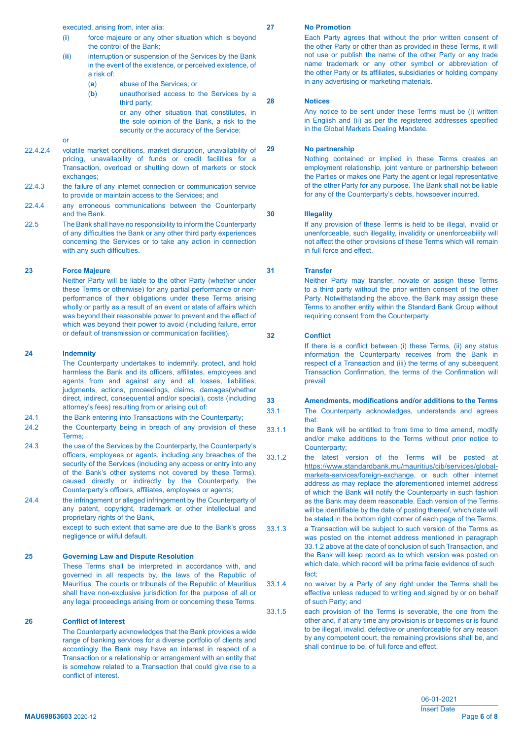executed, arising from, inter alia:

(**i**) force majeure or any other situation which is beyond the control of the Bank;

(**ii**) interruption or suspension of the Services by the Bank in the event of the existence, or perceived existence, of a risk of:

(**a**) abuse of the Services; or

(**b**) unauthorised access to the Services by a third party;

or any other situation that constitutes, in the sole opinion of the Bank, a risk to the security or the accuracy of the Service;

or

22.4.2.4 volatile market conditions, market disruption, unavailability of pricing, unavailability of funds or credit facilities for a Transaction, overload or shutting down of markets or stock exchanges;

22.4.3 the failure of any internet connection or communication service to provide or maintain access to the Services; and

22.4.4 any erroneous communications between the Counterparty and the Bank.

22.5 The Bank shall have no responsibility to inform the Counterparty of any difficulties the Bank or any other third party experiences concerning the Services or to take any action in connection with any such difficulties.

## 23 Force Majeure

Neither Party will be liable to the other Party (whether under these Terms or otherwise) for any partial performance or non-performance of their obligations under these Terms arising wholly or partly as a result of an event or state of affairs which was beyond their reasonable power to prevent and the effect of which was beyond their power to avoid (including failure, error or default of transmission or communication facilities).

## 24 Indemnity

The Counterparty undertakes to indemnify, protect, and hold harmless the Bank and its officers, affiliates, employees and agents from and against any and all losses, liabilities, judgments, actions, proceedings, claims, damages(whether direct, indirect, consequential and/or special), costs (including attorney's fees) resulting from or arising out of:

24.1 the Bank entering into Transactions with the Counterparty;

24.2 the Counterparty being in breach of any provision of these Terms;

24.3 the use of the Services by the Counterparty, the Counterparty's officers, employees or agents, including any breaches of the security of the Services (including any access or entry into any of the Bank's other systems not covered by these Terms), caused directly or indirectly by the Counterparty, the Counterparty's officers, affiliates, employees or agents;

24.4 the infringement or alleged infringement by the Counterparty of any patent, copyright, trademark or other intellectual and proprietary rights of the Bank,

except to such extent that same are due to the Bank's gross negligence or wilful default.

## 25 Governing Law and Dispute Resolution

These Terms shall be interpreted in accordance with, and governed in all respects by, the laws of the Republic of Mauritius. The courts or tribunals of the Republic of Mauritius shall have non-exclusive jurisdiction for the purpose of all or any legal proceedings arising from or concerning these Terms.

## 26 Conflict of Interest

The Counterparty acknowledges that the Bank provides a wide range of banking services for a diverse portfolio of clients and accordingly the Bank may have an interest in respect of a Transaction or a relationship or arrangement with an entity that is somehow related to a Transaction that could give rise to a conflict of interest.

## 27 No Promotion

Each Party agrees that without the prior written consent of the other Party or other than as provided in these Terms, it will not use or publish the name of the other Party or any trade name trademark or any other symbol or abbreviation of the other Party or its affiliates, subsidiaries or holding company in any advertising or marketing materials.

## 28 Notices

Any notice to be sent under these Terms must be (i) written in English and (ii) as per the registered addresses specified in the Global Markets Dealing Mandate.

## 29 No partnership

Nothing contained or implied in these Terms creates an employment relationship, joint venture or partnership between the Parties or makes one Party the agent or legal representative of the other Party for any purpose. The Bank shall not be liable for any of the Counterparty's debts, howsoever incurred.

## 30 Illegality

If any provision of these Terms is held to be illegal, invalid or unenforceable, such illegality, invalidity or unenforceability will not affect the other provisions of these Terms which will remain in full force and effect.

## 31 Transfer

Neither Party may transfer, novate or assign these Terms to a third party without the prior written consent of the other Party. Notwithstanding the above, the Bank may assign these Terms to another entity within the Standard Bank Group without requiring consent from the Counterparty.

## 32 Conflict

If there is a conflict between (i) these Terms, (ii) any status information the Counterparty receives from the Bank in respect of a Transaction and (iii) the terms of any subsequent Transaction Confirmation, the terms of the Confirmation will prevail

## 33 Amendments, modifications and/or additions to the Terms

33.1 The Counterparty acknowledges, understands and agrees that:

33.1.1 the Bank will be entitled to from time to time amend, modify and/or make additions to the Terms without prior notice to Counterparty;

33.1.2 the latest version of the Terms will be posted at https://www.standardbank.mu/mauritius/cib/services/global-markets-services/foreign-exchange, or such other internet address as may replace the aforementioned internet address of which the Bank will notify the Counterparty in such fashion as the Bank may deem reasonable. Each version of the Terms will be identifiable by the date of posting thereof, which date will be stated in the bottom right corner of each page of the Terms;

33.1.3 a Transaction will be subject to such version of the Terms as was posted on the internet address mentioned in paragraph 33.1.2 above at the date of conclusion of such Transaction, and the Bank will keep record as to which version was posted on which date, which record will be prima facie evidence of such fact;

33.1.4 no waiver by a Party of any right under the Terms shall be effective unless reduced to writing and signed by or on behalf of such Party; and

33.1.5 each provision of the Terms is severable, the one from the other and, if at any time any provision is or becomes or is found to be illegal, invalid, defective or unenforceable for any reason by any competent court, the remaining provisions shall be, and shall continue to be, of full force and effect.

06-01-2021
Insert Date

MAU69863603 2020-12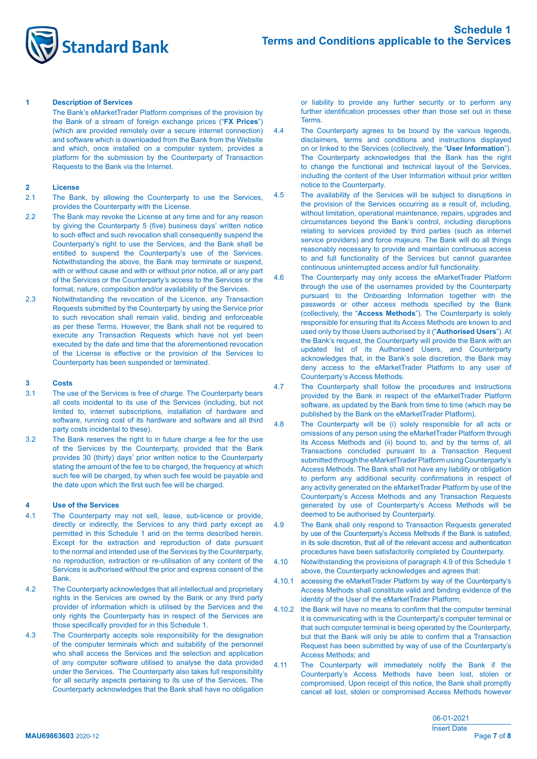## Schedule 1
## Terms and Conditions applicable to the Services

**1 Description of Services**

The Bank's eMarketTrader Platform comprises of the provision by the Bank of a stream of foreign exchange prices ("**FX Prices**") (which are provided remotely over a secure internet connection) and software which is downloaded from the Bank from the Website and which, once installed on a computer system, provides a platform for the submission by the Counterparty of Transaction Requests to the Bank via the Internet.

**2 License**

2.1 The Bank, by allowing the Counterparty to use the Services, provides the Counterparty with the License.

2.2 The Bank may revoke the License at any time and for any reason by giving the Counterparty 5 (five) business days' written notice to such effect and such revocation shall consequently suspend the Counterparty's right to use the Services, and the Bank shall be entitled to suspend the Counterparty's use of the Services. Notwithstanding the above, the Bank may terminate or suspend, with or without cause and with or without prior notice, all or any part of the Services or the Counterparty's access to the Services or the format, nature, composition and/or availability of the Services.

2.3 Notwithstanding the revocation of the Licence, any Transaction Requests submitted by the Counterparty by using the Service prior to such revocation shall remain valid, binding and enforceable as per these Terms. However, the Bank shall not be required to execute any Transaction Requests which have not yet been executed by the date and time that the aforementioned revocation of the License is effective or the provision of the Services to Counterparty has been suspended or terminated.

**3 Costs**

3.1 The use of the Services is free of charge. The Counterparty bears all costs incidental to its use of the Services (including, but not limited to, internet subscriptions, installation of hardware and software, running cost of its hardware and software and all third party costs incidental to these).

3.2 The Bank reserves the right to in future charge a fee for the use of the Services by the Counterparty, provided that the Bank provides 30 (thirty) days' prior written notice to the Counterparty stating the amount of the fee to be charged, the frequency at which such fee will be charged, by when such fee would be payable and the date upon which the first such fee will be charged.

**4 Use of the Services**

4.1 The Counterparty may not sell, lease, sub-licence or provide, directly or indirectly, the Services to any third party except as permitted in this Schedule 1 and on the terms described herein. Except for the extraction and reproduction of data pursuant to the normal and intended use of the Services by the Counterparty, no reproduction, extraction or re-utilisation of any content of the Services is authorised without the prior and express consent of the Bank.

4.2 The Counterparty acknowledges that all intellectual and proprietary rights in the Services are owned by the Bank or any third party provider of information which is utilised by the Services and the only rights the Counterparty has in respect of the Services are those specifically provided for in this Schedule 1.

4.3 The Counterparty accepts sole responsibility for the designation of the computer terminals which and suitability of the personnel who shall access the Services and the selection and application of any computer software utilised to analyse the data provided under the Services. The Counterparty also takes full responsibility for all security aspects pertaining to its use of the Services. The Counterparty acknowledges that the Bank shall have no obligation or liability to provide any further security or to perform any further identification processes other than those set out in these Terms.

4.4 The Counterparty agrees to be bound by the various legends, disclaimers, terms and conditions and instructions displayed on or linked to the Services (collectively, the "**User Information**"). The Counterparty acknowledges that the Bank has the right to change the functional and technical layout of the Services, including the content of the User Information without prior written notice to the Counterparty.

4.5 The availability of the Services will be subject to disruptions in the provision of the Services occurring as a result of, including, without limitation, operational maintenance, repairs, upgrades and circumstances beyond the Bank's control, including disruptions relating to services provided by third parties (such as internet service providers) and force majeure. The Bank will do all things reasonably necessary to provide and maintain continuous access to and full functionality of the Services but cannot guarantee continuous uninterrupted access and/or full functionality.

4.6 The Counterparty may only access the eMarketTrader Platform through the use of the usernames provided by the Counterparty pursuant to the Onboarding Information together with the passwords or other access methods specified by the Bank (collectively, the "**Access Methods**"). The Counterparty is solely responsible for ensuring that its Access Methods are known to and used only by those Users authorised by it ("**Authorised Users**"). At the Bank's request, the Counterparty will provide the Bank with an updated list of its Authorised Users, and Counterparty acknowledges that, in the Bank's sole discretion, the Bank may deny access to the eMarketTrader Platform to any user of Counterparty's Access Methods.

4.7 The Counterparty shall follow the procedures and instructions provided by the Bank in respect of the eMarketTrader Platform software, as updated by the Bank from time to time (which may be published by the Bank on the eMarketTrader Platform).

4.8 The Counterparty will be (i) solely responsible for all acts or omissions of any person using the eMarketTrader Platform through its Access Methods and (ii) bound to, and by the terms of, all Transactions concluded pursuant to a Transaction Request submitted through the eMarketTrader Platform using Counterparty's Access Methods. The Bank shall not have any liability or obligation to perform any additional security confirmations in respect of any activity generated on the eMarketTrader Platform by use of the Counterparty's Access Methods and any Transaction Requests generated by use of Counterparty's Access Methods will be deemed to be authorised by Counterparty.

4.9 The Bank shall only respond to Transaction Requests generated by use of the Counterparty's Access Methods if the Bank is satisfied, in its sole discretion, that all of the relevant access and authentication procedures have been satisfactorily completed by Counterparty.

4.10 Notwithstanding the provisions of paragraph 4.9 of this Schedule 1 above, the Counterparty acknowledges and agrees that:

4.10.1 accessing the eMarketTrader Platform by way of the Counterparty's Access Methods shall constitute valid and binding evidence of the identity of the User of the eMarketTrader Platform;

4.10.2 the Bank will have no means to confirm that the computer terminal it is communicating with is the Counterparty's computer terminal or that such computer terminal is being operated by the Counterparty, but that the Bank will only be able to confirm that a Transaction Request has been submitted by way of use of the Counterparty's Access Methods; and

4.11 The Counterparty will immediately notify the Bank if the Counterparty's Access Methods have been lost, stolen or compromised. Upon receipt of this notice, the Bank shall promptly cancel all lost, stolen or compromised Access Methods however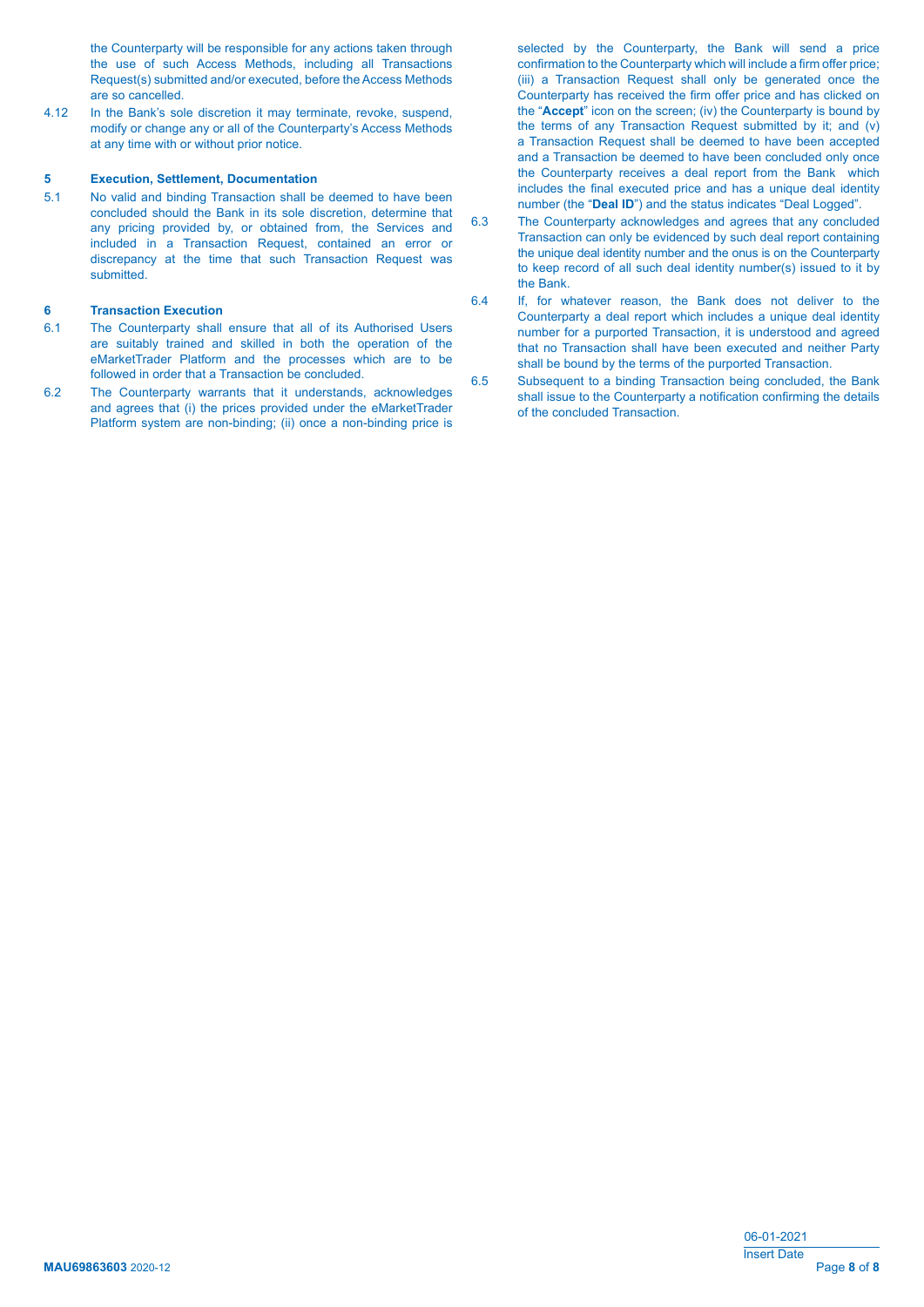the Counterparty will be responsible for any actions taken through the use of such Access Methods, including all Transactions Request(s) submitted and/or executed, before the Access Methods are so cancelled.

4.12 In the Bank's sole discretion it may terminate, revoke, suspend, modify or change any or all of the Counterparty's Access Methods at any time with or without prior notice.

**5 Execution, Settlement, Documentation**

5.1 No valid and binding Transaction shall be deemed to have been concluded should the Bank in its sole discretion, determine that any pricing provided by, or obtained from, the Services and included in a Transaction Request, contained an error or discrepancy at the time that such Transaction Request was submitted.

**6 Transaction Execution**

6.1 The Counterparty shall ensure that all of its Authorised Users are suitably trained and skilled in both the operation of the eMarketTrader Platform and the processes which are to be followed in order that a Transaction be concluded.

6.2 The Counterparty warrants that it understands, acknowledges and agrees that (i) the prices provided under the eMarketTrader Platform system are non-binding; (ii) once a non-binding price is selected by the Counterparty, the Bank will send a price confirmation to the Counterparty which will include a firm offer price; (iii) a Transaction Request shall only be generated once the Counterparty has received the firm offer price and has clicked on the "**Accept**" icon on the screen; (iv) the Counterparty is bound by the terms of any Transaction Request submitted by it; and (v) a Transaction Request shall be deemed to have been accepted and a Transaction be deemed to have been concluded only once the Counterparty receives a deal report from the Bank which includes the final executed price and has a unique deal identity number (the "**Deal ID**") and the status indicates "Deal Logged".

6.3 The Counterparty acknowledges and agrees that any concluded Transaction can only be evidenced by such deal report containing the unique deal identity number and the onus is on the Counterparty to keep record of all such deal identity number(s) issued to it by the Bank.

6.4 If, for whatever reason, the Bank does not deliver to the Counterparty a deal report which includes a unique deal identity number for a purported Transaction, it is understood and agreed that no Transaction shall have been executed and neither Party shall be bound by the terms of the purported Transaction.

6.5 Subsequent to a binding Transaction being concluded, the Bank shall issue to the Counterparty a notification confirming the details of the concluded Transaction.

06-01-2021
Insert Date